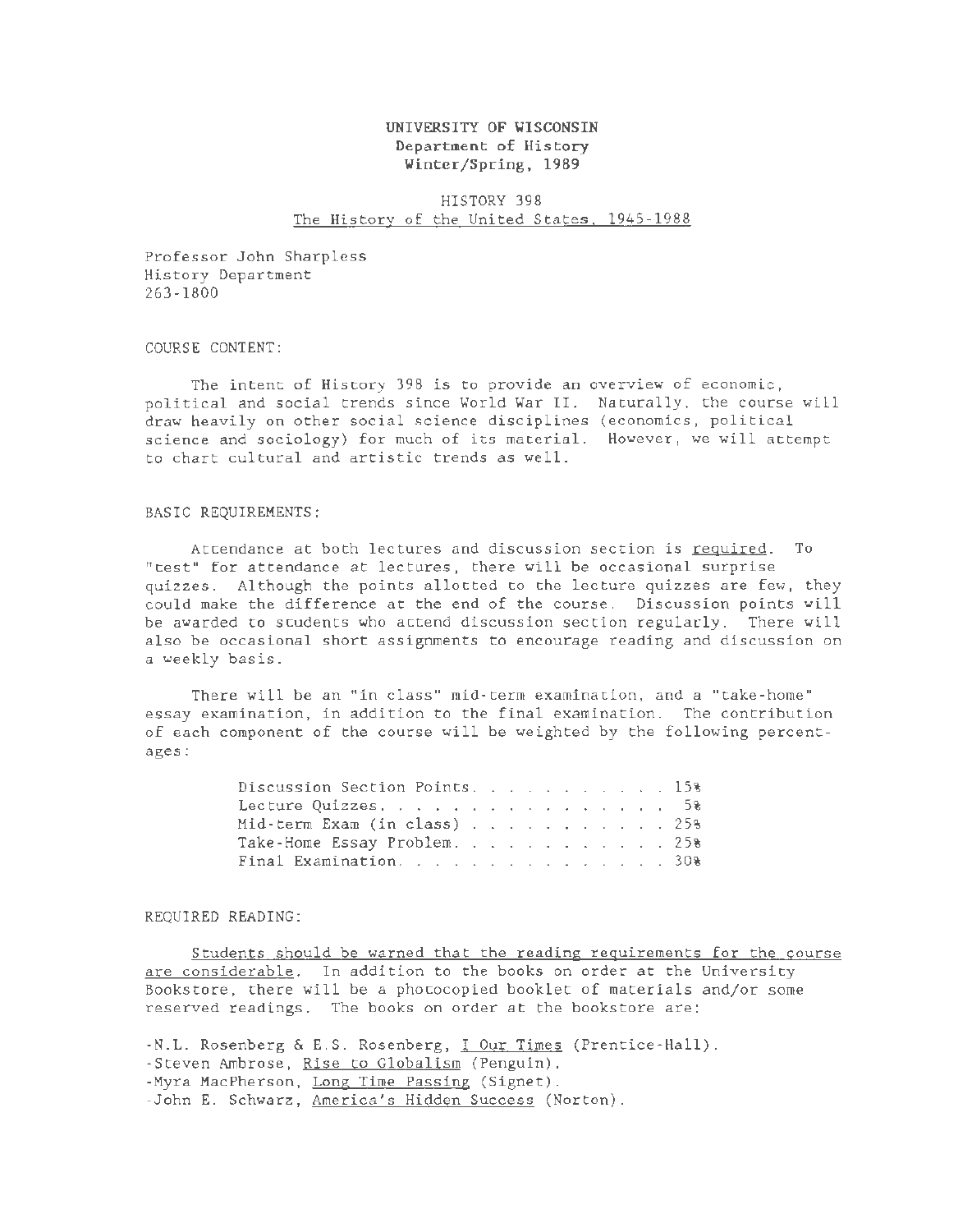# UNIVERSITY OF WISCONSIN
## Department of History
## Winter/Spring, 1989

## HISTORY 398
## The History of the United States, 1945-1988

Professor John Sharpless
History Department
263-1800

### COURSE CONTENT:

The intent of History 398 is to provide an overview of economic, political and social trends since World War II. Naturally, the course will draw heavily on other social science disciplines (economics, political science and sociology) for much of its material. However, we will attempt to chart cultural and artistic trends as well.

### BASIC REQUIREMENTS:

Attendance at both lectures and discussion section is required. To "test" for attendance at lectures, there will be occasional surprise quizzes. Although the points allotted to the lecture quizzes are few, they could make the difference at the end of the course. Discussion points will be awarded to students who attend discussion section regularly. There will also be occasional short assignments to encourage reading and discussion on a weekly basis.

There will be an "in class" mid-term examination, and a "take-home" essay examination, in addition to the final examination. The contribution of each component of the course will be weighted by the following percentages:

| Component | Percentage |
|---|---|
| Discussion Section Points | 15% |
| Lecture Quizzes | 5% |
| Mid-term Exam (in class) | 25% |
| Take-Home Essay Problem | 25% |
| Final Examination | 30% |

### REQUIRED READING:

Students should be warned that the reading requirements for the course are considerable. In addition to the books on order at the University Bookstore, there will be a photocopied booklet of materials and/or some reserved readings. The books on order at the bookstore are:

- N.L. Rosenberg & E.S. Rosenberg, I Our Times (Prentice-Hall).
- Steven Ambrose, Rise to Globalism (Penguin).
- Myra MacPherson, Long Time Passing (Signet).
- John E. Schwarz, America's Hidden Success (Norton).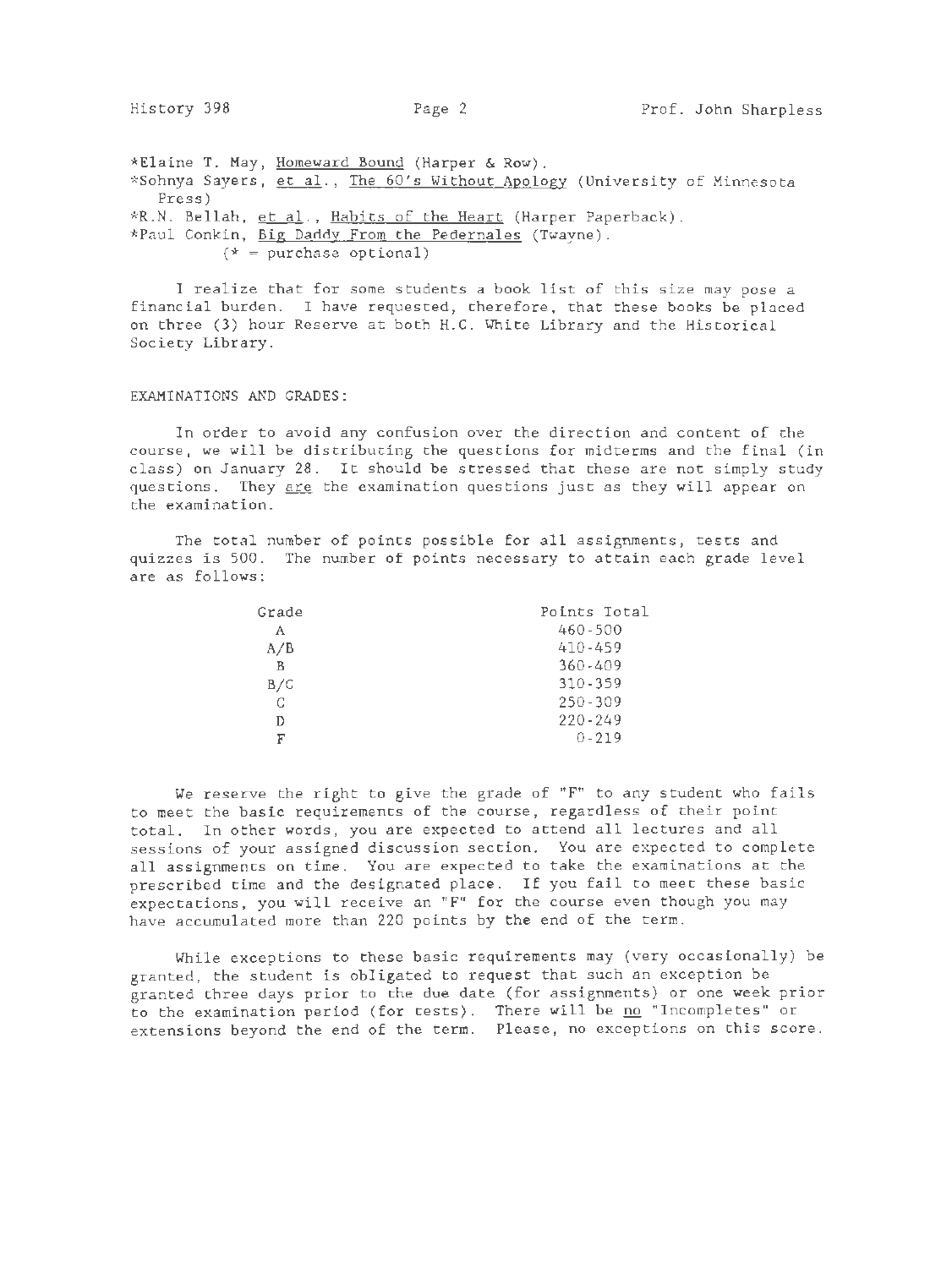*Elaine T. May, Homeward Bound (Harper & Row).
*Sohnya Sayers, et al., The 60's Without Apology (University of Minnesota Press)
*R.N. Bellah, et al., Habits of the Heart (Harper Paperback).
*Paul Conkin, Big Daddy From the Pedernales (Twayne).
(* = purchase optional)

I realize that for some students a book list of this size may pose a financial burden. I have requested, therefore, that these books be placed on three (3) hour Reserve at both H.C. White Library and the Historical Society Library.

EXAMINATIONS AND GRADES:

In order to avoid any confusion over the direction and content of the course, we will be distributing the questions for midterms and the final (in class) on January 28. It should be stressed that these are not simply study questions. They are the examination questions just as they will appear on the examination.

The total number of points possible for all assignments, tests and quizzes is 500. The number of points necessary to attain each grade level are as follows:

| Grade | Points Total |
|---|---|
| A | 460-500 |
| A/B | 410-459 |
| B | 360-409 |
| B/C | 310-359 |
| C | 250-309 |
| D | 220-249 |
| F | 0-219 |

We reserve the right to give the grade of "F" to any student who fails to meet the basic requirements of the course, regardless of their point total. In other words, you are expected to attend all lectures and all sessions of your assigned discussion section. You are expected to complete all assignments on time. You are expected to take the examinations at the prescribed time and the designated place. If you fail to meet these basic expectations, you will receive an "F" for the course even though you may have accumulated more than 220 points by the end of the term.

While exceptions to these basic requirements may (very occasionally) be granted, the student is obligated to request that such an exception be granted three days prior to the due date (for assignments) or one week prior to the examination period (for tests). There will be no "Incompletes" or extensions beyond the end of the term. Please, no exceptions on this score.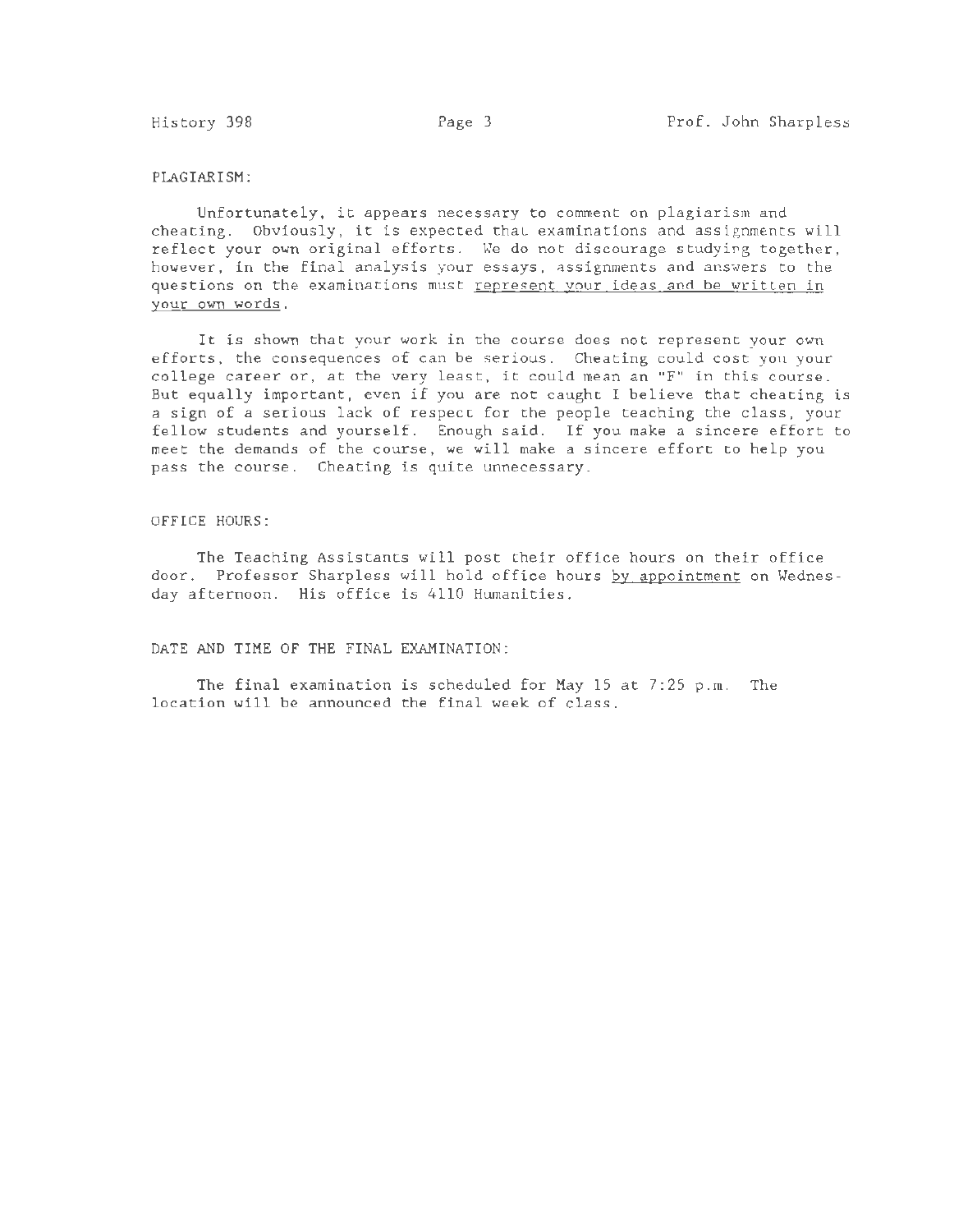## PLAGIARISM:

Unfortunately, it appears necessary to comment on plagiarism and cheating. Obviously, it is expected that examinations and assignments will reflect your own original efforts. We do not discourage studying together, however, in the final analysis your essays, assignments and answers to the questions on the examinations must <u>represent your ideas and be written in your own words</u>.

It is shown that your work in the course does not represent your own efforts, the consequences of can be serious. Cheating could cost you your college career or, at the very least, it could mean an "F" in this course. But equally important, even if you are not caught I believe that cheating is a sign of a serious lack of respect for the people teaching the class, your fellow students and yourself. Enough said. If you make a sincere effort to meet the demands of the course, we will make a sincere effort to help you pass the course. Cheating is quite unnecessary.

## OFFICE HOURS:

The Teaching Assistants will post their office hours on their office door. Professor Sharpless will hold office hours <u>by appointment</u> on Wednesday afternoon. His office is 4110 Humanities.

## DATE AND TIME OF THE FINAL EXAMINATION:

The final examination is scheduled for May 15 at 7:25 p.m. The location will be announced the final week of class.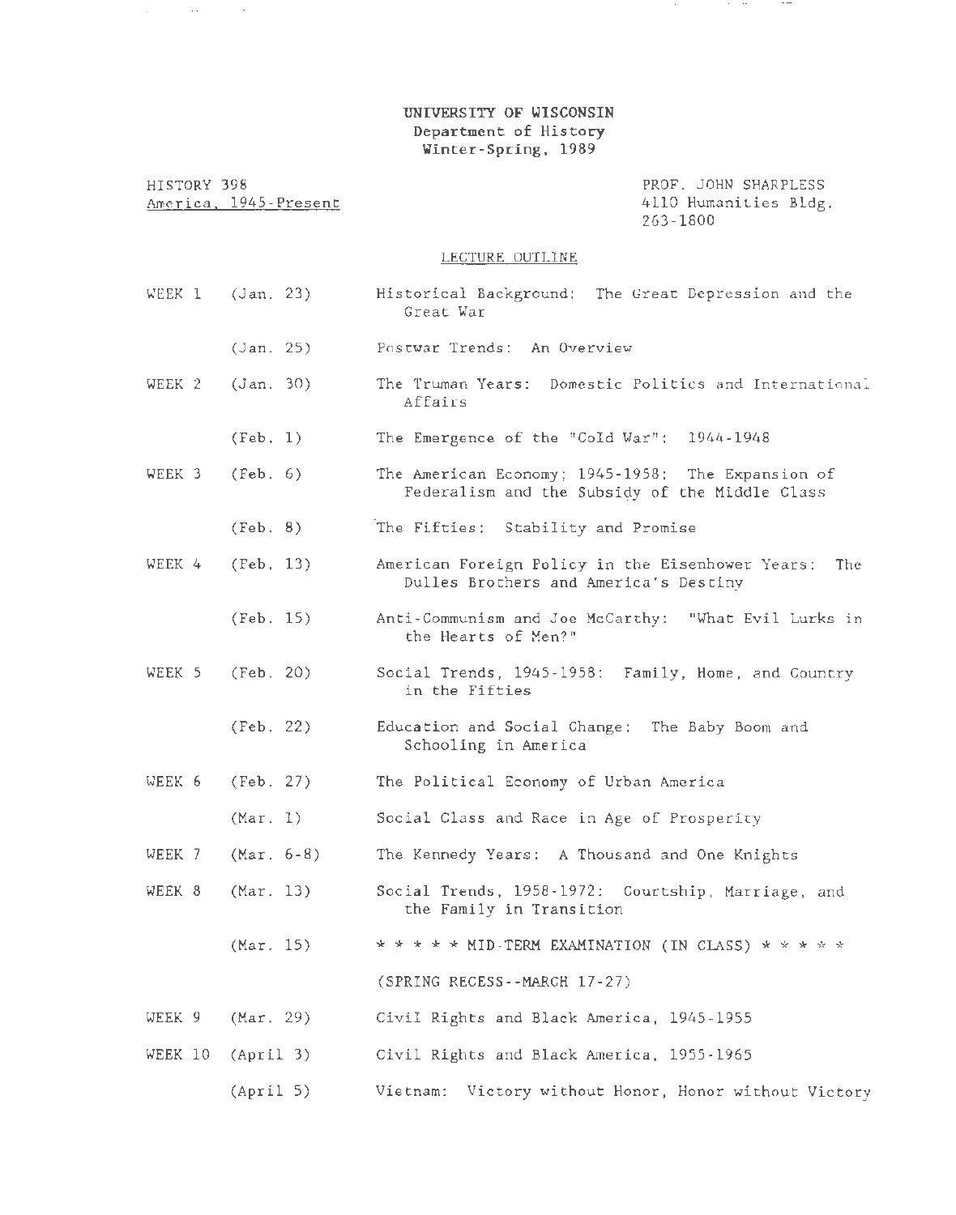**UNIVERSITY OF WISCONSIN**
**Department of History**
**Winter-Spring, 1989**

HISTORY 398
America, 1945-Present

PROF. JOHN SHARPLESS
4110 Humanities Bldg.
263-1800

LECTURE OUTLINE

| | | |
|---|---|---|
| WEEK 1 | (Jan. 23) | Historical Background: The Great Depression and the Great War |
| | (Jan. 25) | Postwar Trends: An Overview |
| WEEK 2 | (Jan. 30) | The Truman Years: Domestic Politics and International Affairs |
| | (Feb. 1) | The Emergence of the "Cold War": 1944-1948 |
| WEEK 3 | (Feb. 6) | The American Economy; 1945-1958: The Expansion of Federalism and the Subsidy of the Middle Class |
| | (Feb. 8) | The Fifties: Stability and Promise |
| WEEK 4 | (Feb. 13) | American Foreign Policy in the Eisenhower Years: The Dulles Brothers and America's Destiny |
| | (Feb. 15) | Anti-Communism and Joe McCarthy: "What Evil Lurks in the Hearts of Men?" |
| WEEK 5 | (Feb. 20) | Social Trends, 1945-1958: Family, Home, and Country in the Fifties |
| | (Feb. 22) | Education and Social Change: The Baby Boom and Schooling in America |
| WEEK 6 | (Feb. 27) | The Political Economy of Urban America |
| | (Mar. 1) | Social Class and Race in Age of Prosperity |
| WEEK 7 | (Mar. 6-8) | The Kennedy Years: A Thousand and One Knights |
| WEEK 8 | (Mar. 13) | Social Trends, 1958-1972: Courtship, Marriage, and the Family in Transition |
| | (Mar. 15) | * * * * * MID-TERM EXAMINATION (IN CLASS) * * * * * |
| | | (SPRING RECESS--MARCH 17-27) |
| WEEK 9 | (Mar. 29) | Civil Rights and Black America, 1945-1955 |
| WEEK 10 | (April 3) | Civil Rights and Black America, 1955-1965 |
| | (April 5) | Vietnam: Victory without Honor, Honor without Victory |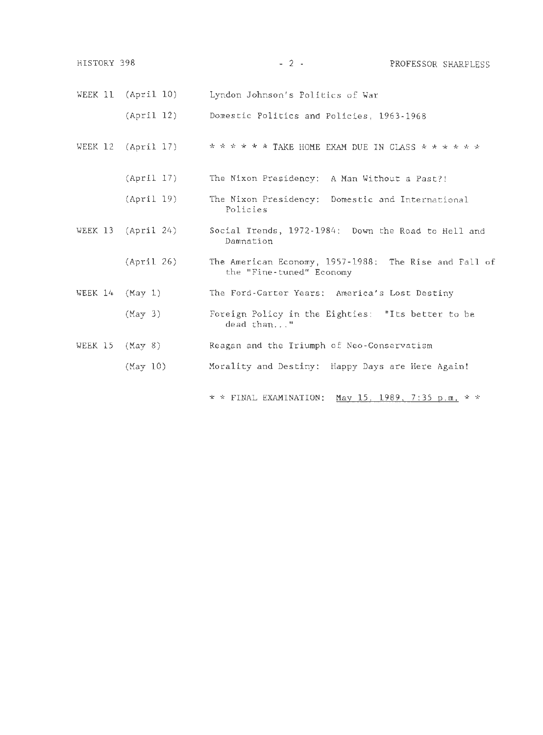| | | |
|---|---|---|
| WEEK 11 | (April 10) | Lyndon Johnson's Politics of War |
| | (April 12) | Domestic Politics and Policies, 1963-1968 |
| WEEK 12 | (April 17) | * * * * * * TAKE HOME EXAM DUE IN CLASS * * * * * * |
| | (April 17) | The Nixon Presidency: A Man Without a Past?! |
| | (April 19) | The Nixon Presidency: Domestic and International Policies |
| WEEK 13 | (April 24) | Social Trends, 1972-1984: Down the Road to Hell and Damnation |
| | (April 26) | The American Economy, 1957-1988: The Rise and Fall of the "Fine-tuned" Economy |
| WEEK 14 | (May 1) | The Ford-Carter Years: America's Lost Destiny |
| | (May 3) | Foreign Policy in the Eighties: "Its better to be dead than..." |
| WEEK 15 | (May 8) | Reagan and the Triumph of Neo-Conservatism |
| | (May 10) | Morality and Destiny: Happy Days are Here Again! |

* * FINAL EXAMINATION: <u>May 15, 1989, 7:35 p.m.</u> * *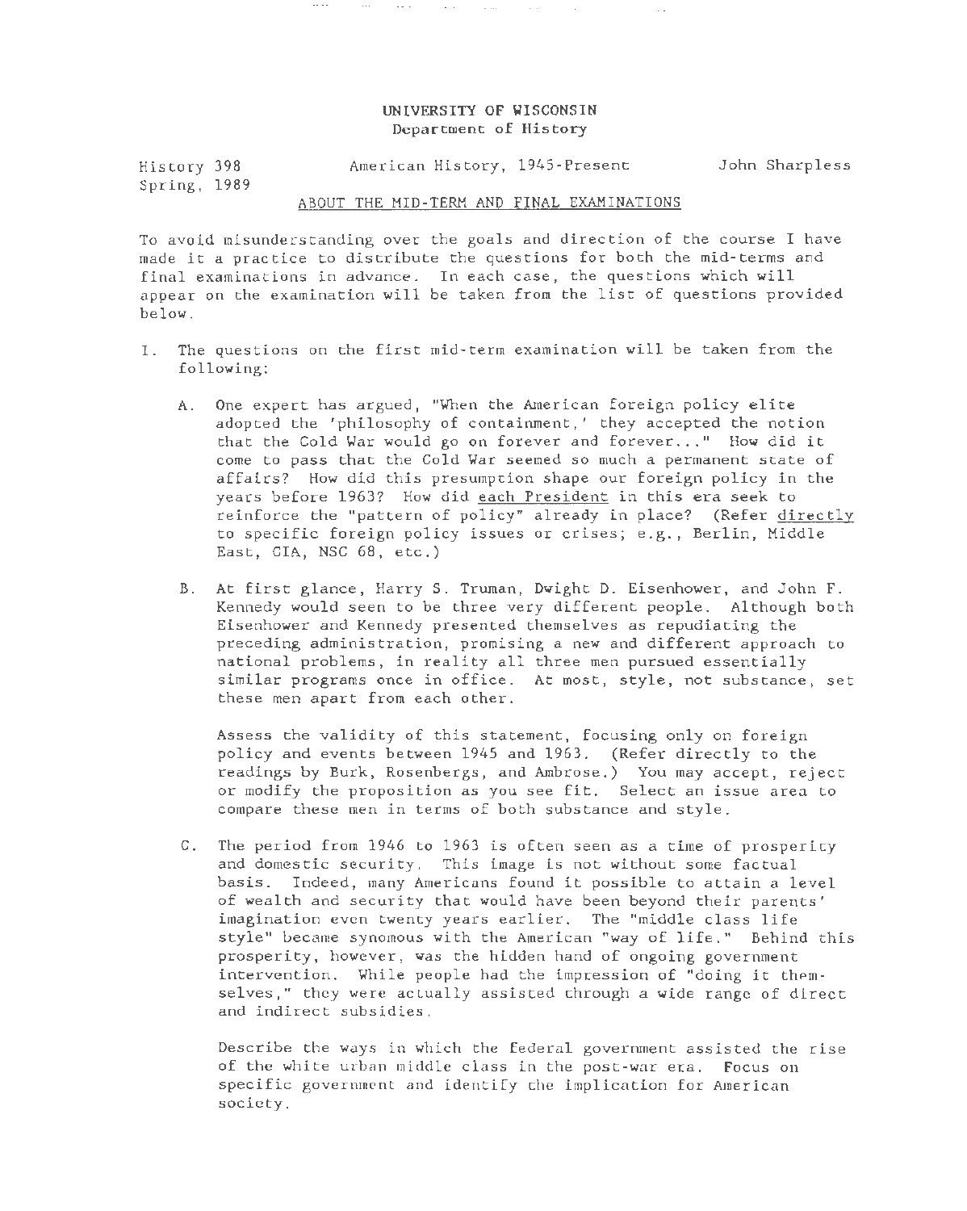UNIVERSITY OF WISCONSIN
Department of History

History 398 American History, 1945-Present John Sharpless
Spring, 1989

ABOUT THE MID-TERM AND FINAL EXAMINATIONS

To avoid misunderstanding over the goals and direction of the course I have made it a practice to distribute the questions for both the mid-terms and final examinations in advance. In each case, the questions which will appear on the examination will be taken from the list of questions provided below.

I. The questions on the first mid-term examination will be taken from the following:

   A. One expert has argued, "When the American foreign policy elite adopted the 'philosophy of containment,' they accepted the notion that the Cold War would go on forever and forever..." How did it come to pass that the Cold War seemed so much a permanent state of affairs? How did this presumption shape our foreign policy in the years before 1963? How did each President in this era seek to reinforce the "pattern of policy" already in place? (Refer directly to specific foreign policy issues or crises; e.g., Berlin, Middle East, CIA, NSC 68, etc.)

   B. At first glance, Harry S. Truman, Dwight D. Eisenhower, and John F. Kennedy would seen to be three very different people. Although both Eisenhower and Kennedy presented themselves as repudiating the preceding administration, promising a new and different approach to national problems, in reality all three men pursued essentially similar programs once in office. At most, style, not substance, set these men apart from each other.

   Assess the validity of this statement, focusing only on foreign policy and events between 1945 and 1963. (Refer directly to the readings by Burk, Rosenbergs, and Ambrose.) You may accept, reject or modify the proposition as you see fit. Select an issue area to compare these men in terms of both substance and style.

   C. The period from 1946 to 1963 is often seen as a time of prosperity and domestic security. This image is not without some factual basis. Indeed, many Americans found it possible to attain a level of wealth and security that would have been beyond their parents' imagination even twenty years earlier. The "middle class life style" became synomous with the American "way of life." Behind this prosperity, however, was the hidden hand of ongoing government intervention. While people had the impression of "doing it themselves," they were actually assisted through a wide range of direct and indirect subsidies.

   Describe the ways in which the federal government assisted the rise of the white urban middle class in the post-war era. Focus on specific government and identify the implication for American society.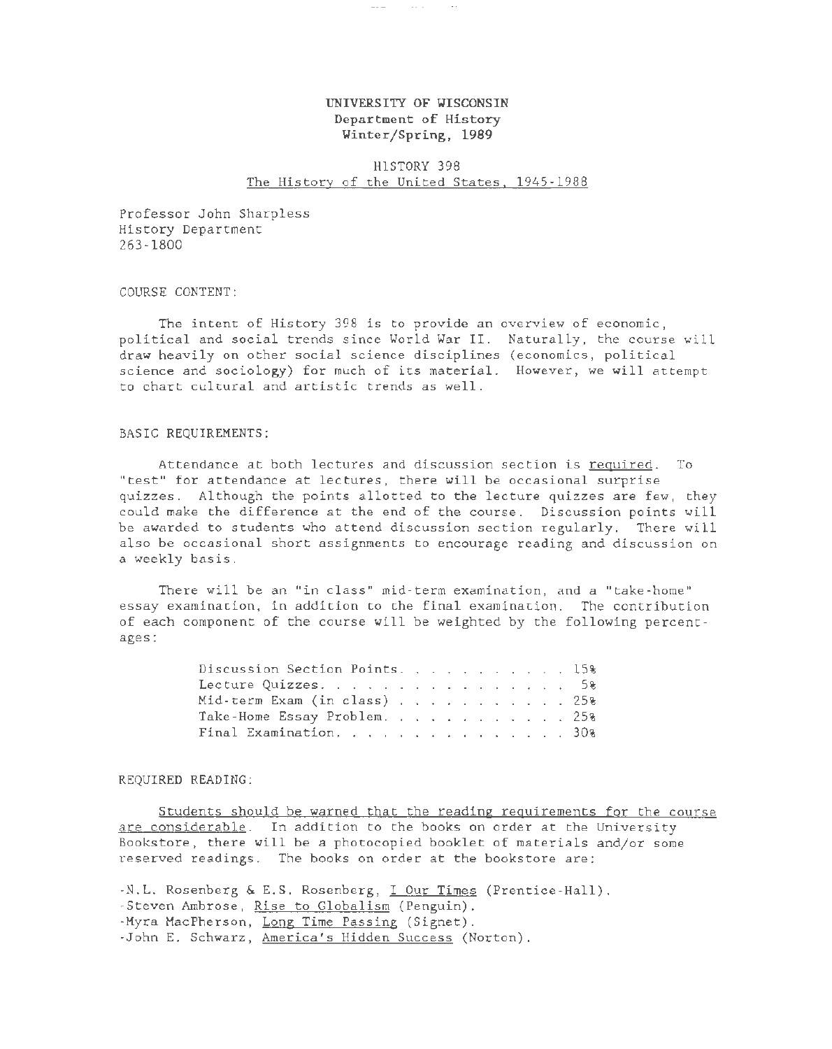**UNIVERSITY OF WISCONSIN**
**Department of History**
**Winter/Spring, 1989**

**HISTORY 398**
**The History of the United States, 1945-1988**

Professor John Sharpless
History Department
263-1800

## COURSE CONTENT:

The intent of History 398 is to provide an overview of economic, political and social trends since World War II. Naturally, the course will draw heavily on other social science disciplines (economics, political science and sociology) for much of its material. However, we will attempt to chart cultural and artistic trends as well.

## BASIC REQUIREMENTS:

Attendance at both lectures and discussion section is <u>required</u>. To "test" for attendance at lectures, there will be occasional surprise quizzes. Although the points allotted to the lecture quizzes are few, they could make the difference at the end of the course. Discussion points will be awarded to students who attend discussion section regularly. There will also be occasional short assignments to encourage reading and discussion on a weekly basis.

There will be an "in class" mid-term examination, and a "take-home" essay examination, in addition to the final examination. The contribution of each component of the course will be weighted by the following percentages:

| Component | Weight |
|---|---|
| Discussion Section Points | 15% |
| Lecture Quizzes | 5% |
| Mid-term Exam (in class) | 25% |
| Take-Home Essay Problem | 25% |
| Final Examination | 30% |

## REQUIRED READING:

<u>Students should be warned that the reading requirements for the course are considerable</u>. In addition to the books on order at the University Bookstore, there will be a photocopied booklet of materials and/or some reserved readings. The books on order at the bookstore are:

- N.L. Rosenberg & E.S. Rosenberg, <u>I Our Times</u> (Prentice-Hall).
- Steven Ambrose, <u>Rise to Globalism</u> (Penguin).
- Myra MacPherson, <u>Long Time Passing</u> (Signet).
- John E. Schwarz, <u>America's Hidden Success</u> (Norton).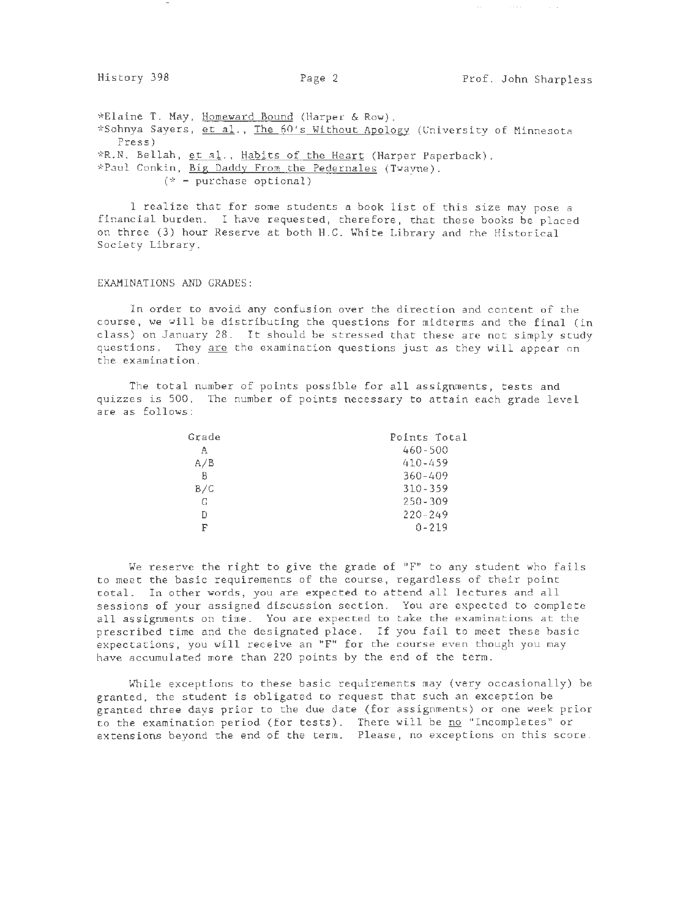*Elaine T. May, Homeward Bound (Harper & Row).
*Sohnya Sayers, et al., The 60's Without Apology (University of Minnesota Press)
*R.N. Bellah, et al., Habits of the Heart (Harper Paperback).
*Paul Conkin, Big Daddy From the Pedernales (Twayne).
(* - purchase optional)

I realize that for some students a book list of this size may pose a financial burden. I have requested, therefore, that these books be placed on three (3) hour Reserve at both H.C. White Library and the Historical Society Library.

EXAMINATIONS AND GRADES:

In order to avoid any confusion over the direction and content of the course, we will be distributing the questions for midterms and the final (in class) on January 28. It should be stressed that these are not simply study questions. They are the examination questions just as they will appear on the examination.

The total number of points possible for all assignments, tests and quizzes is 500. The number of points necessary to attain each grade level are as follows:

| Grade | Points Total |
| --- | --- |
| A | 460-500 |
| A/B | 410-459 |
| B | 360-409 |
| B/C | 310-359 |
| C | 250-309 |
| D | 220-249 |
| F | 0-219 |

We reserve the right to give the grade of "F" to any student who fails to meet the basic requirements of the course, regardless of their point total. In other words, you are expected to attend all lectures and all sessions of your assigned discussion section. You are expected to complete all assignments on time. You are expected to take the examinations at the prescribed time and the designated place. If you fail to meet these basic expectations, you will receive an "F" for the course even though you may have accumulated more than 220 points by the end of the term.

While exceptions to these basic requirements may (very occasionally) be granted, the student is obligated to request that such an exception be granted three days prior to the due date (for assignments) or one week prior to the examination period (for tests). There will be no "Incompletes" or extensions beyond the end of the term. Please, no exceptions on this score.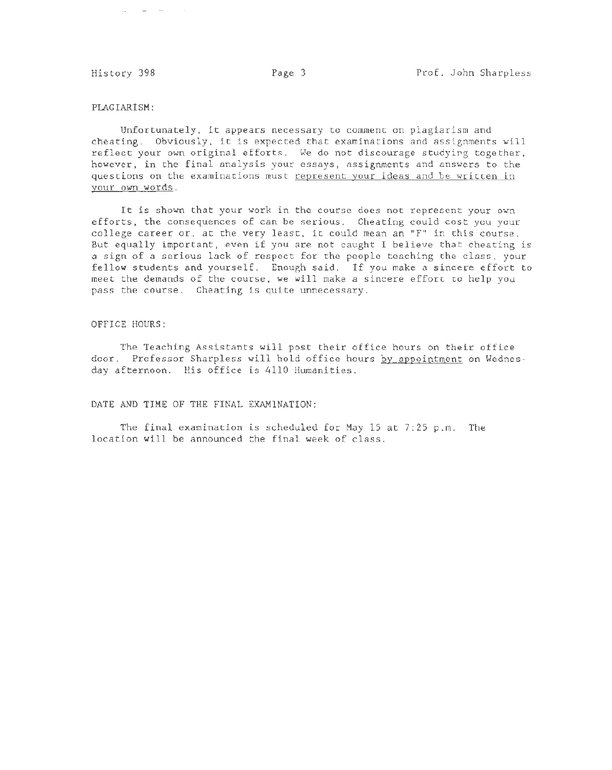PLAGIARISM:

Unfortunately, it appears necessary to comment on plagiarism and cheating. Obviously, it is expected that examinations and assignments will reflect your own original efforts. We do not discourage studying together, however, in the final analysis your essays, assignments and answers to the questions on the examinations must <u>represent your ideas and be written in your own words</u>.

It is shown that your work in the course does not represent your own efforts, the consequences of can be serious. Cheating could cost you your college career or, at the very least, it could mean an "F" in this course. But equally important, even if you are not caught I believe that cheating is a sign of a serious lack of respect for the people teaching the class, your fellow students and yourself. Enough said. If you make a sincere effort to meet the demands of the course, we will make a sincere effort to help you pass the course. Cheating is quite unnecessary.

OFFICE HOURS:

The Teaching Assistants will post their office hours on their office door. Professor Sharpless will hold office hours <u>by appointment</u> on Wednesday afternoon. His office is 4110 Humanities.

DATE AND TIME OF THE FINAL EXAMINATION:

The final examination is scheduled for May 15 at 7:25 p.m. The location will be announced the final week of class.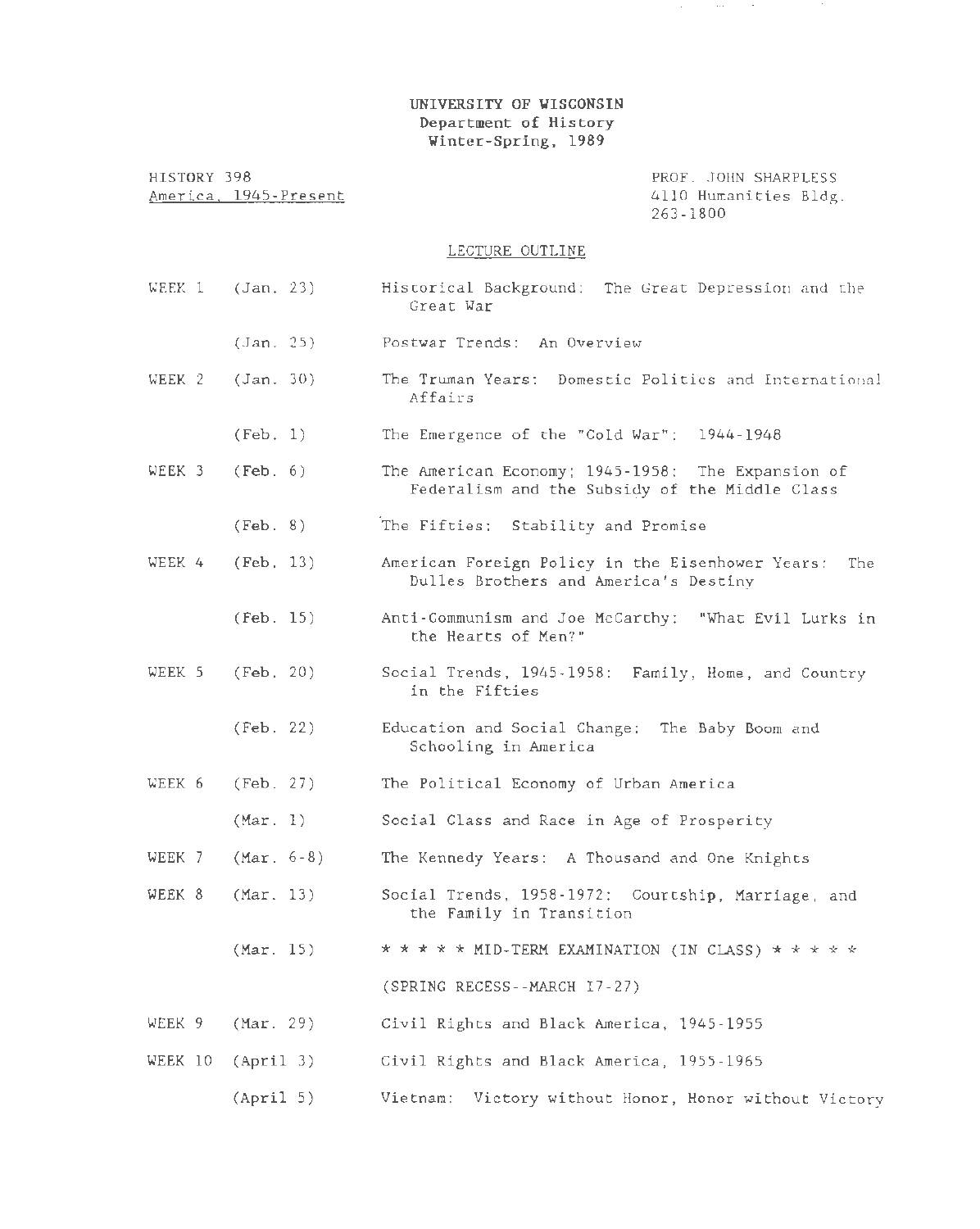# UNIVERSITY OF WISCONSIN
## Department of History
### Winter-Spring, 1989

HISTORY 398
America, 1945-Present

PROF. JOHN SHARPLESS
4110 Humanities Bldg.
263-1800

## LECTURE OUTLINE

| Week | Date | Topic |
| --- | --- | --- |
| WEEK 1 | (Jan. 23) | Historical Background: The Great Depression and the Great War |
| | (Jan. 25) | Postwar Trends: An Overview |
| WEEK 2 | (Jan. 30) | The Truman Years: Domestic Politics and International Affairs |
| | (Feb. 1) | The Emergence of the "Cold War": 1944-1948 |
| WEEK 3 | (Feb. 6) | The American Economy; 1945-1958: The Expansion of Federalism and the Subsidy of the Middle Class |
| | (Feb. 8) | The Fifties: Stability and Promise |
| WEEK 4 | (Feb. 13) | American Foreign Policy in the Eisenhower Years: The Dulles Brothers and America's Destiny |
| | (Feb. 15) | Anti-Communism and Joe McCarthy: "What Evil Lurks in the Hearts of Men?" |
| WEEK 5 | (Feb. 20) | Social Trends, 1945-1958: Family, Home, and Country in the Fifties |
| | (Feb. 22) | Education and Social Change: The Baby Boom and Schooling in America |
| WEEK 6 | (Feb. 27) | The Political Economy of Urban America |
| | (Mar. 1) | Social Class and Race in Age of Prosperity |
| WEEK 7 | (Mar. 6-8) | The Kennedy Years: A Thousand and One Knights |
| WEEK 8 | (Mar. 13) | Social Trends, 1958-1972: Courtship, Marriage, and the Family in Transition |
| | (Mar. 15) | * * * * * MID-TERM EXAMINATION (IN CLASS) * * * * * |
| | | (SPRING RECESS--MARCH 17-27) |
| WEEK 9 | (Mar. 29) | Civil Rights and Black America, 1945-1955 |
| WEEK 10 | (April 3) | Civil Rights and Black America, 1955-1965 |
| | (April 5) | Vietnam: Victory without Honor, Honor without Victory |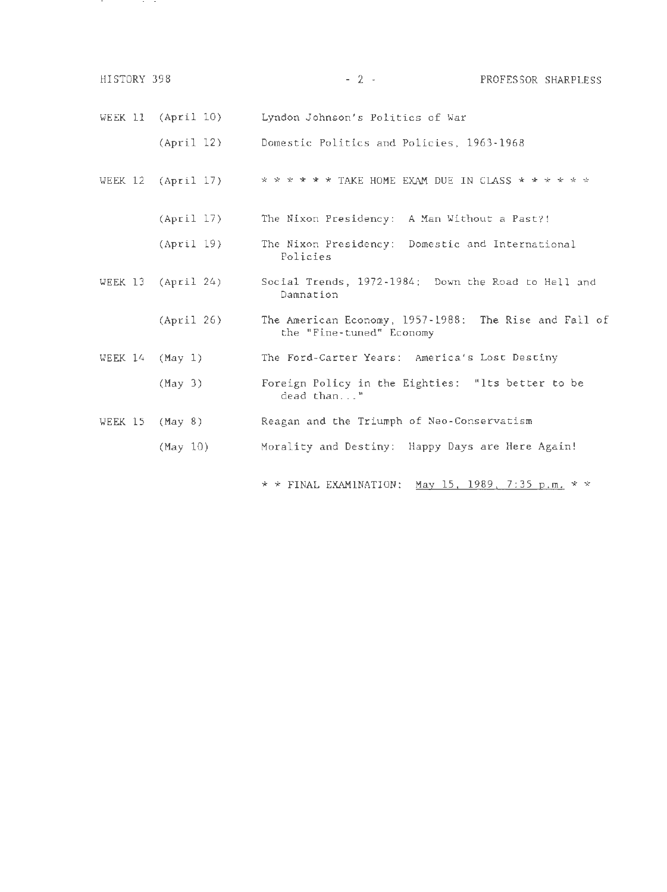| | | |
|---|---|---|
| WEEK 11 | (April 10) | Lyndon Johnson's Politics of War |
| | (April 12) | Domestic Politics and Policies, 1963-1968 |
| WEEK 12 | (April 17) | * * * * * * TAKE HOME EXAM DUE IN CLASS * * * * * * |
| | (April 17) | The Nixon Presidency: A Man Without a Past?! |
| | (April 19) | The Nixon Presidency: Domestic and International Policies |
| WEEK 13 | (April 24) | Social Trends, 1972-1984: Down the Road to Hell and Damnation |
| | (April 26) | The American Economy, 1957-1988: The Rise and Fall of the "Fine-tuned" Economy |
| WEEK 14 | (May 1) | The Ford-Carter Years: America's Lost Destiny |
| | (May 3) | Foreign Policy in the Eighties: "Its better to be dead than..." |
| WEEK 15 | (May 8) | Reagan and the Triumph of Neo-Conservatism |
| | (May 10) | Morality and Destiny: Happy Days are Here Again! |

* * FINAL EXAMINATION: <u>May 15, 1989, 7:35 p.m.</u> * *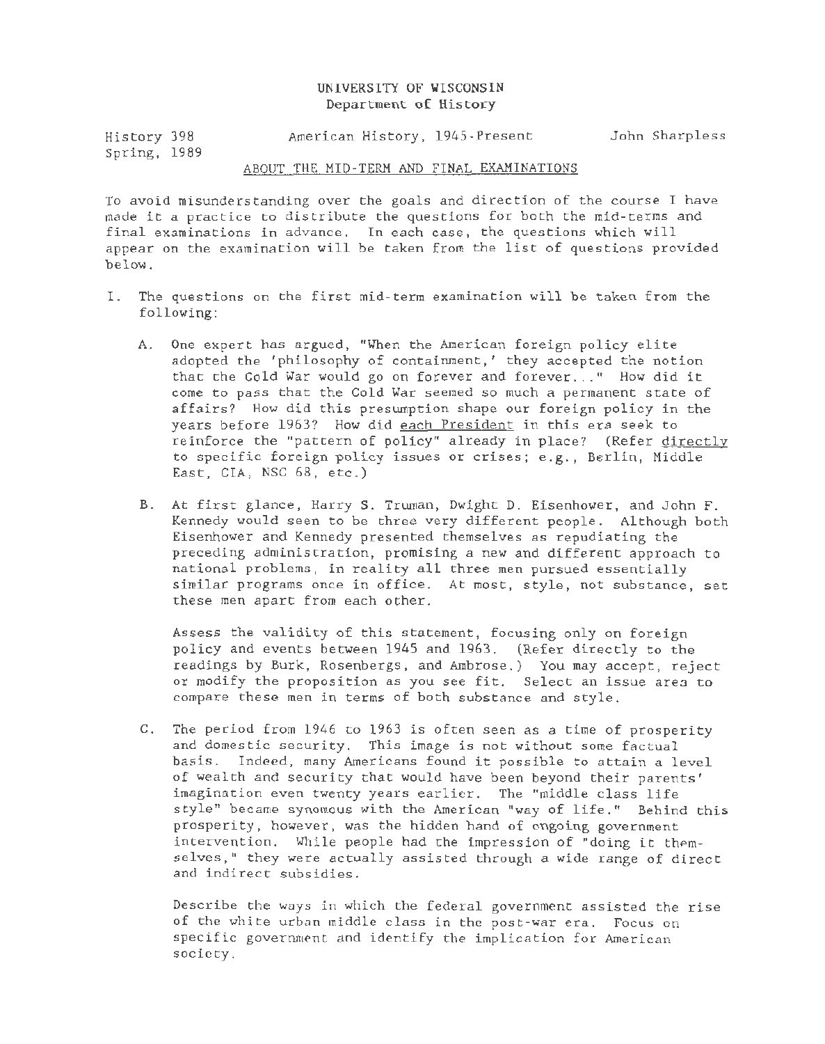UNIVERSITY OF WISCONSIN
Department of History

History 398
Spring, 1989

American History, 1945-Present

John Sharpless

ABOUT THE MID-TERM AND FINAL EXAMINATIONS

To avoid misunderstanding over the goals and direction of the course I have made it a practice to distribute the questions for both the mid-terms and final examinations in advance. In each case, the questions which will appear on the examination will be taken from the list of questions provided below.

I. The questions on the first mid-term examination will be taken from the following:

   A. One expert has argued, "When the American foreign policy elite adopted the 'philosophy of containment,' they accepted the notion that the Cold War would go on forever and forever..." How did it come to pass that the Cold War seemed so much a permanent state of affairs? How did this presumption shape our foreign policy in the years before 1963? How did each President in this era seek to reinforce the "pattern of policy" already in place? (Refer directly to specific foreign policy issues or crises; e.g., Berlin, Middle East, CIA, NSC 68, etc.)

   B. At first glance, Harry S. Truman, Dwight D. Eisenhower, and John F. Kennedy would seen to be three very different people. Although both Eisenhower and Kennedy presented themselves as repudiating the preceding administration, promising a new and different approach to national problems, in reality all three men pursued essentially similar programs once in office. At most, style, not substance, set these men apart from each other.

   Assess the validity of this statement, focusing only on foreign policy and events between 1945 and 1963. (Refer directly to the readings by Burk, Rosenbergs, and Ambrose.) You may accept, reject or modify the proposition as you see fit. Select an issue area to compare these men in terms of both substance and style.

   C. The period from 1946 to 1963 is often seen as a time of prosperity and domestic security. This image is not without some factual basis. Indeed, many Americans found it possible to attain a level of wealth and security that would have been beyond their parents' imagination even twenty years earlier. The "middle class life style" became synomous with the American "way of life." Behind this prosperity, however, was the hidden hand of ongoing government intervention. While people had the impression of "doing it themselves," they were actually assisted through a wide range of direct and indirect subsidies.

   Describe the ways in which the federal government assisted the rise of the white urban middle class in the post-war era. Focus on specific government and identify the implication for American society.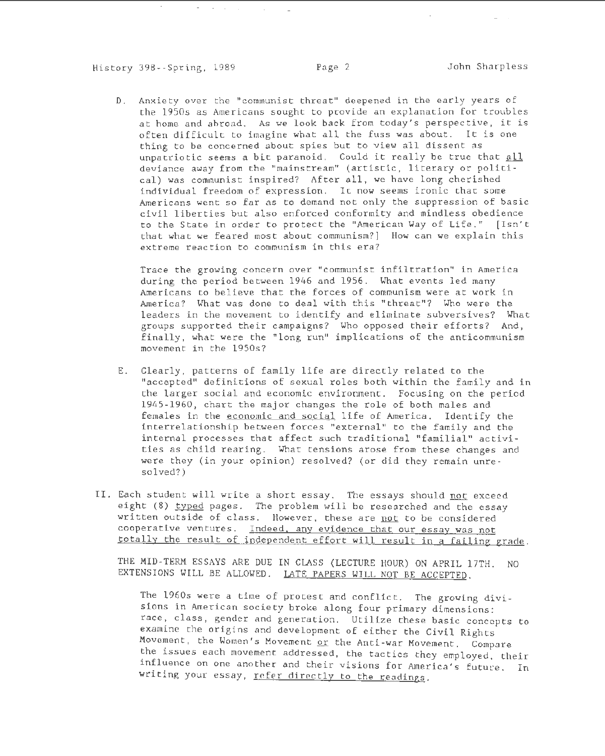D. Anxiety over the "communist threat" deepened in the early years of the 1950s as Americans sought to provide an explanation for troubles at home and abroad. As we look back from today's perspective, it is often difficult to imagine what all the fuss was about. It is one thing to be concerned about spies but to view all dissent as unpatriotic seems a bit paranoid. Could it really be true that <u>all</u> deviance away from the "mainstream" (artistic, literary or political) was communist inspired? After all, we have long cherished individual freedom of expression. It now seems ironic that some Americans went so far as to demand not only the suppression of basic civil liberties but also enforced conformity and mindless obedience to the State in order to protect the "American Way of Life." [Isn't that what we feared most about communism?] How can we explain this extreme reaction to communism in this era?

   Trace the growing concern over "communist infiltration" in America during the period between 1946 and 1956. What events led many Americans to believe that the forces of communism were at work in America? What was done to deal with this "threat"? Who were the leaders in the movement to identify and eliminate subversives? What groups supported their campaigns? Who opposed their efforts? And, finally, what were the "long run" implications of the anticommunism movement in the 1950s?

E. Clearly, patterns of family life are directly related to the "accepted" definitions of sexual roles both within the family and in the larger social and economic environment. Focusing on the period 1945-1960, chart the major changes the role of both males and females in the <u>economic and social</u> life of America. Identify the interrelationship between forces "external" to the family and the internal processes that affect such traditional "familial" activities as child rearing. What tensions arose from these changes and were they (in your opinion) resolved? (or did they remain unresolved?)

II. Each student will write a short essay. The essays should <u>not</u> exceed eight (8) <u>typed</u> pages. The problem will be researched and the essay written outside of class. However, these are <u>not</u> to be considered cooperative ventures. <u>Indeed, any evidence that our essay was not totally the result of independent effort will result in a failing grade</u>.

THE MID-TERM ESSAYS ARE DUE IN CLASS (LECTURE HOUR) ON APRIL 17TH. NO EXTENSIONS WILL BE ALLOWED. <u>LATE PAPERS WILL NOT BE ACCEPTED</u>.

The 1960s were a time of protest and conflict. The growing divisions in American society broke along four primary dimensions: race, class, gender and generation. Utilize these basic concepts to examine the origins and development of either the Civil Rights Movement, the Women's Movement <u>or</u> the Anti-war Movement. Compare the issues each movement addressed, the tactics they employed, their influence on one another and their visions for America's future. In writing your essay, <u>refer directly to the readings</u>.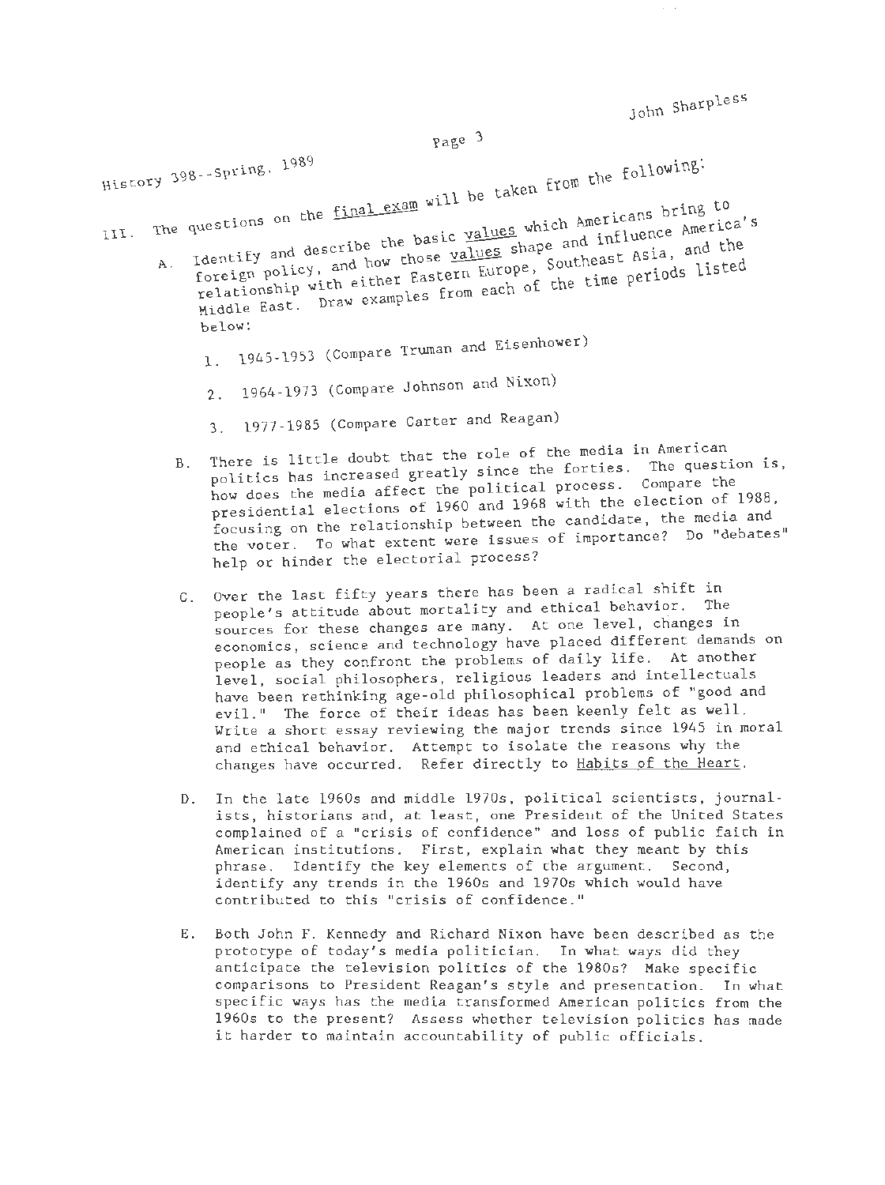History 398--Spring, 1989

III. The questions on the final exam will be taken from the following:

A. Identify and describe the basic values which Americans bring to foreign policy, and how those values shape and influence America's relationship with either Eastern Europe, Southeast Asia, and the Middle East. Draw examples from each of the time periods listed below:

1. 1945-1953 (Compare Truman and Eisenhower)

2. 1964-1973 (Compare Johnson and Nixon)

3. 1977-1985 (Compare Carter and Reagan)

B. There is little doubt that the role of the media in American politics has increased greatly since the forties. The question is, how does the media affect the political process. Compare the presidential elections of 1960 and 1968 with the election of 1988, focusing on the relationship between the candidate, the media and the voter. To what extent were issues of importance? Do "debates" help or hinder the electorial process?

C. Over the last fifty years there has been a radical shift in people's attitude about mortality and ethical behavior. The sources for these changes are many. At one level, changes in economics, science and technology have placed different demands on people as they confront the problems of daily life. At another level, social philosophers, religious leaders and intellectuals have been rethinking age-old philosophical problems of "good and evil." The force of their ideas has been keenly felt as well. Write a short essay reviewing the major trends since 1945 in moral and ethical behavior. Attempt to isolate the reasons why the changes have occurred. Refer directly to Habits of the Heart.

D. In the late 1960s and middle 1970s, political scientists, journalists, historians and, at least, one President of the United States complained of a "crisis of confidence" and loss of public faith in American institutions. First, explain what they meant by this phrase. Identify the key elements of the argument. Second, identify any trends in the 1960s and 1970s which would have contributed to this "crisis of confidence."

E. Both John F. Kennedy and Richard Nixon have been described as the prototype of today's media politician. In what ways did they anticipate the television politics of the 1980s? Make specific comparisons to President Reagan's style and presentation. In what specific ways has the media transformed American politics from the 1960s to the present? Assess whether television politics has made it harder to maintain accountability of public officials.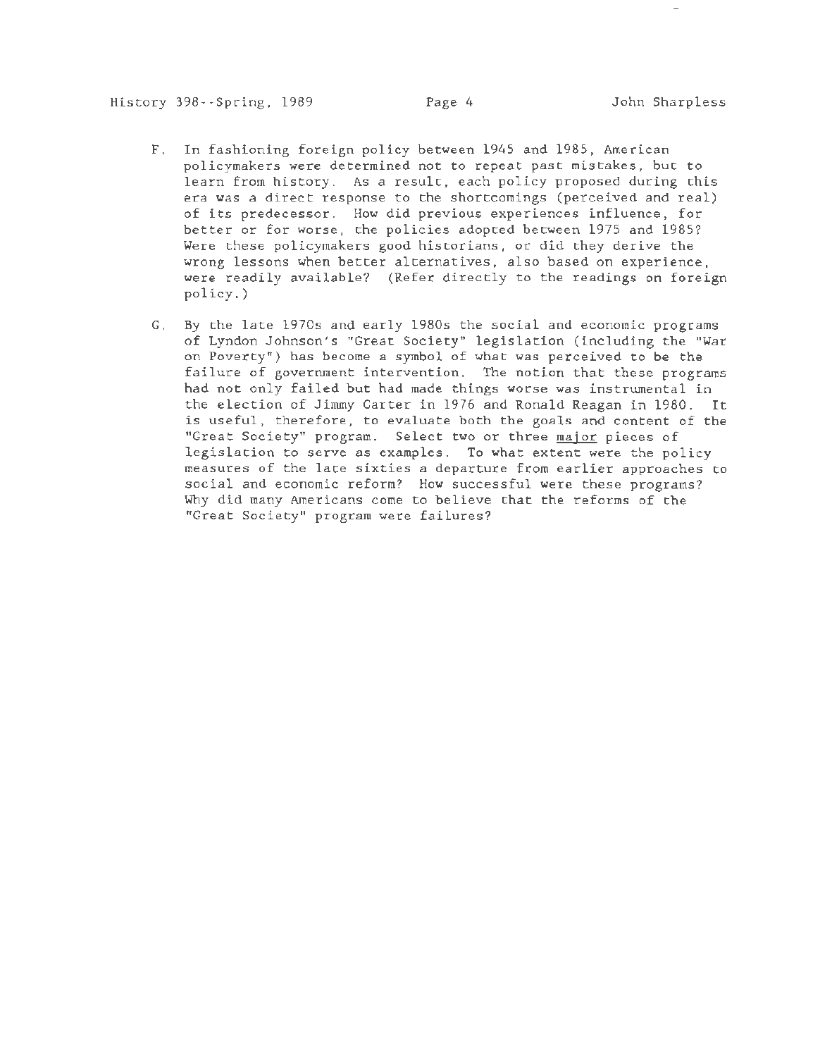F. In fashioning foreign policy between 1945 and 1985, American policymakers were determined not to repeat past mistakes, but to learn from history. As a result, each policy proposed during this era was a direct response to the shortcomings (perceived and real) of its predecessor. How did previous experiences influence, for better or for worse, the policies adopted between 1975 and 1985? Were these policymakers good historians, or did they derive the wrong lessons when better alternatives, also based on experience, were readily available? (Refer directly to the readings on foreign policy.)

G. By the late 1970s and early 1980s the social and economic programs of Lyndon Johnson's "Great Society" legislation (including the "War on Poverty") has become a symbol of what was perceived to be the failure of government intervention. The notion that these programs had not only failed but had made things worse was instrumental in the election of Jimmy Carter in 1976 and Ronald Reagan in 1980. It is useful, therefore, to evaluate both the goals and content of the "Great Society" program. Select two or three <u>major</u> pieces of legislation to serve as examples. To what extent were the policy measures of the late sixties a departure from earlier approaches to social and economic reform? How successful were these programs? Why did many Americans come to believe that the reforms of the "Great Society" program were failures?